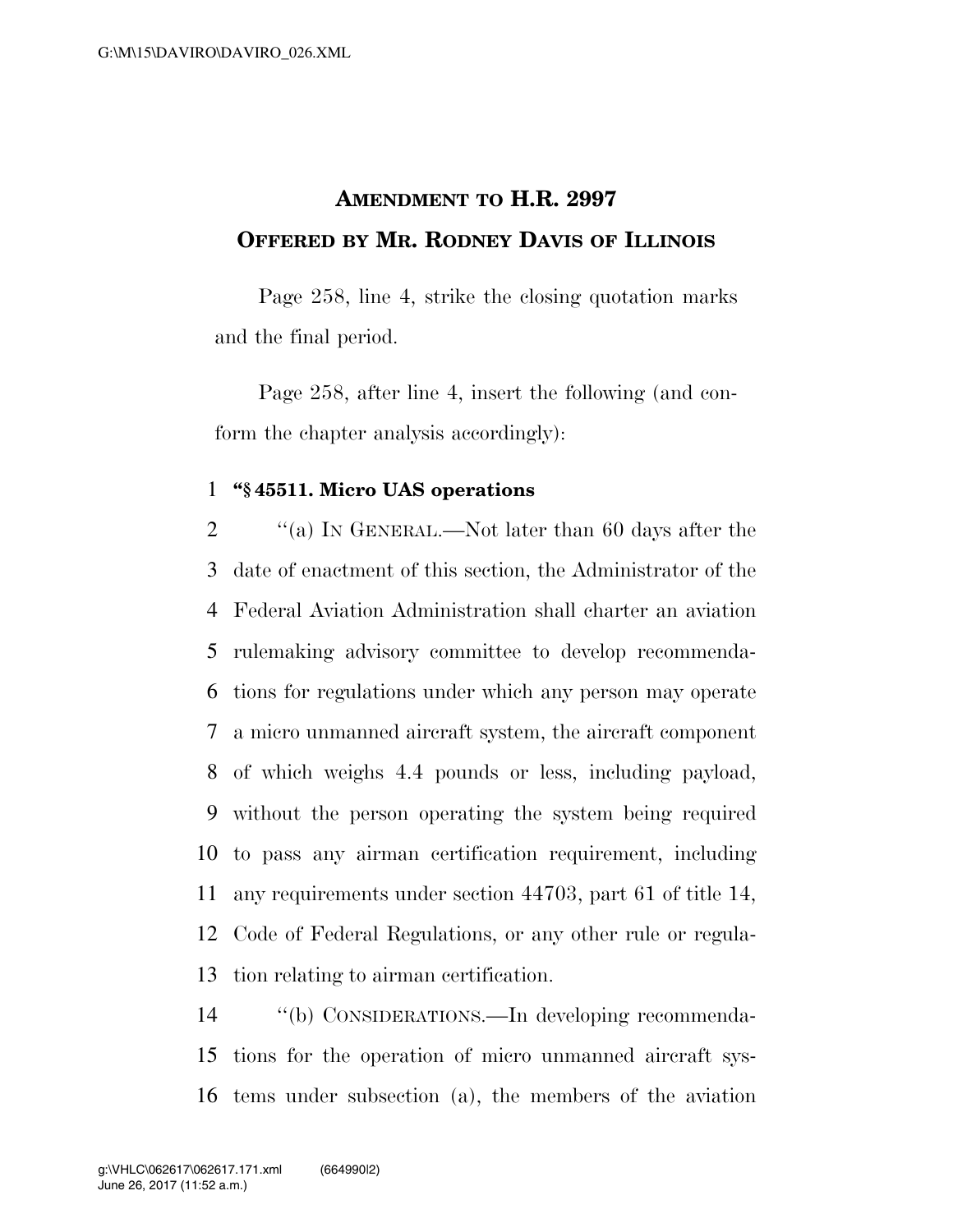# AMENDMENT TO H.R. 2997

## OFFERED BY MR. RODNEY DAVIS OF ILLINOIS

Page 258, line 4, strike the closing quotation marks and the final period.

Page 258, after line 4, insert the following (and conform the chapter analysis accordingly):

**"§ 45511. Micro UAS operations**

"(a) IN GENERAL.—Not later than 60 days after the date of enactment of this section, the Administrator of the Federal Aviation Administration shall charter an aviation rulemaking advisory committee to develop recommendations for regulations under which any person may operate a micro unmanned aircraft system, the aircraft component of which weighs 4.4 pounds or less, including payload, without the person operating the system being required to pass any airman certification requirement, including any requirements under section 44703, part 61 of title 14, Code of Federal Regulations, or any other rule or regulation relating to airman certification.

"(b) CONSIDERATIONS.—In developing recommendations for the operation of micro unmanned aircraft systems under subsection (a), the members of the aviation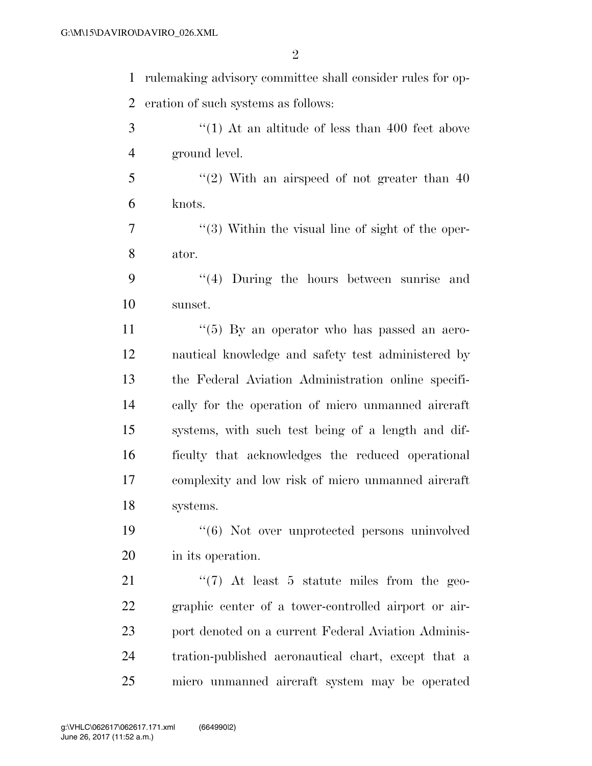rulemaking advisory committee shall consider rules for operation of such systems as follows:

"(1) At an altitude of less than 400 feet above ground level.

"(2) With an airspeed of not greater than 40 knots.

"(3) Within the visual line of sight of the operator.

"(4) During the hours between sunrise and sunset.

"(5) By an operator who has passed an aeronautical knowledge and safety test administered by the Federal Aviation Administration online specifically for the operation of micro unmanned aircraft systems, with such test being of a length and difficulty that acknowledges the reduced operational complexity and low risk of micro unmanned aircraft systems.

"(6) Not over unprotected persons uninvolved in its operation.

"(7) At least 5 statute miles from the geographic center of a tower-controlled airport or airport denoted on a current Federal Aviation Administration-published aeronautical chart, except that a micro unmanned aircraft system may be operated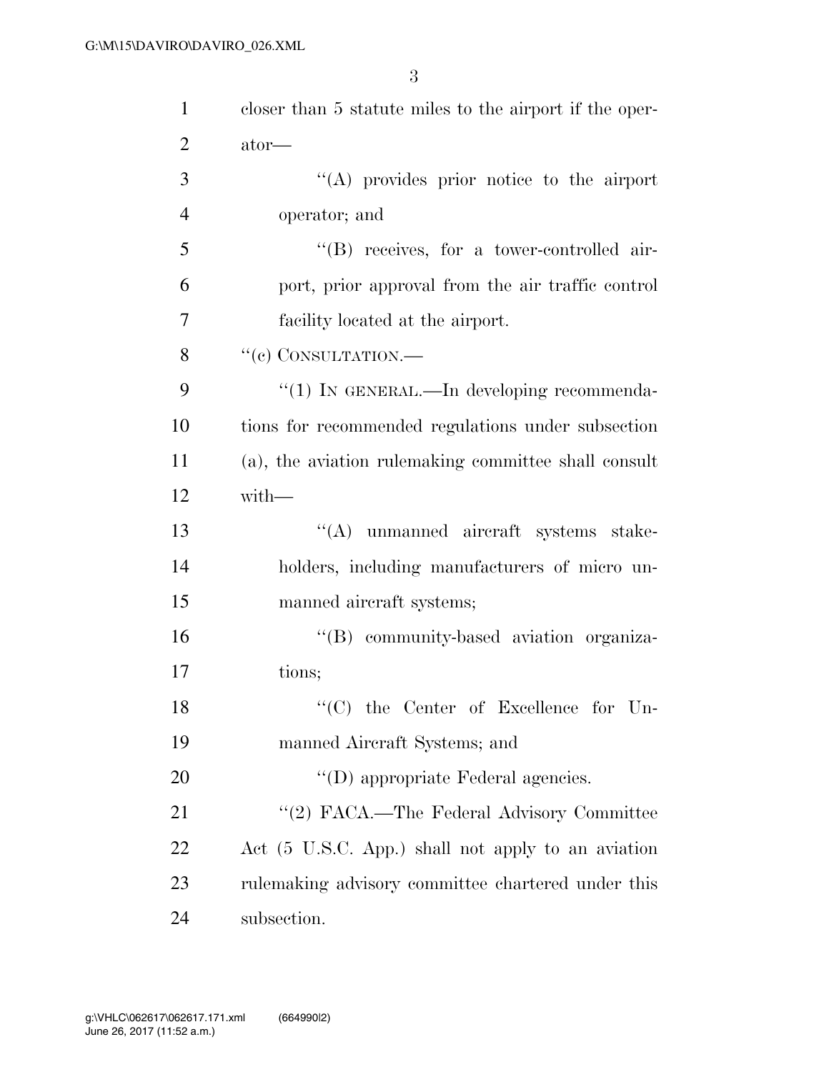closer than 5 statute miles to the airport if the operator—

"(A) provides prior notice to the airport operator; and

"(B) receives, for a tower-controlled airport, prior approval from the air traffic control facility located at the airport.

"(c) CONSULTATION.—

"(1) IN GENERAL.—In developing recommendations for recommended regulations under subsection (a), the aviation rulemaking committee shall consult with—

"(A) unmanned aircraft systems stakeholders, including manufacturers of micro unmanned aircraft systems;

"(B) community-based aviation organizations;

"(C) the Center of Excellence for Unmanned Aircraft Systems; and

"(D) appropriate Federal agencies.

"(2) FACA.—The Federal Advisory Committee Act (5 U.S.C. App.) shall not apply to an aviation rulemaking advisory committee chartered under this subsection.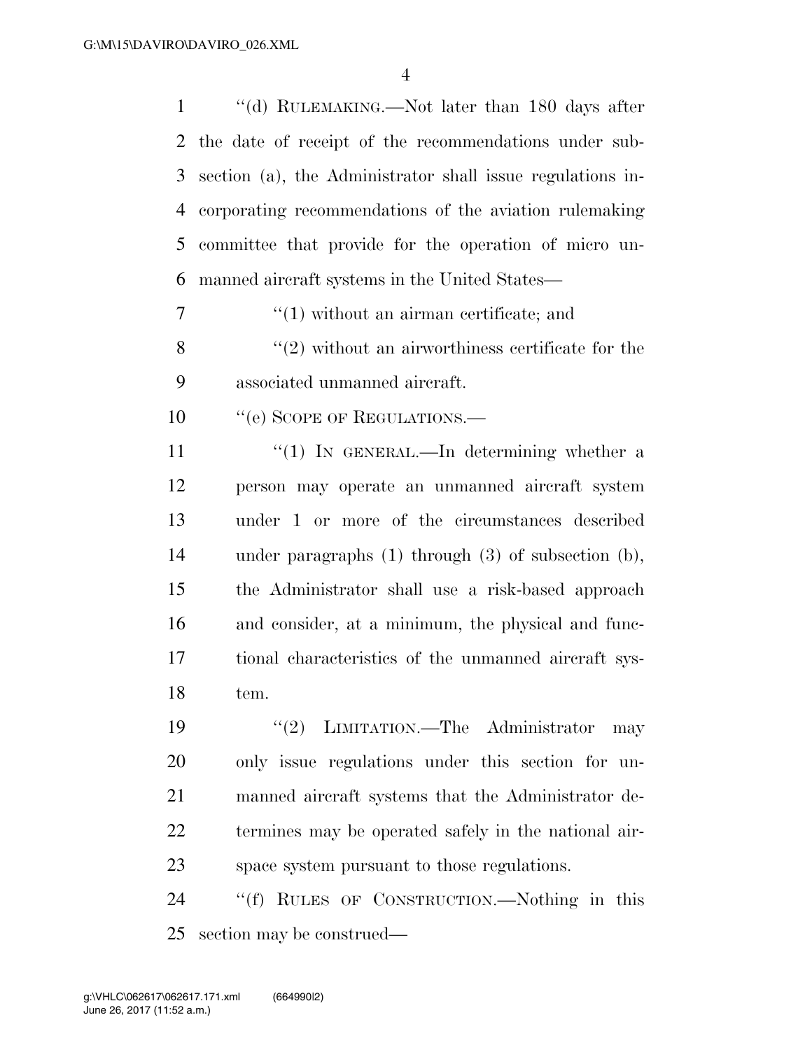"(d) RULEMAKING.—Not later than 180 days after the date of receipt of the recommendations under subsection (a), the Administrator shall issue regulations incorporating recommendations of the aviation rulemaking committee that provide for the operation of micro unmanned aircraft systems in the United States—

"(1) without an airman certificate; and

"(2) without an airworthiness certificate for the associated unmanned aircraft.

"(e) SCOPE OF REGULATIONS.—

"(1) IN GENERAL.—In determining whether a person may operate an unmanned aircraft system under 1 or more of the circumstances described under paragraphs (1) through (3) of subsection (b), the Administrator shall use a risk-based approach and consider, at a minimum, the physical and functional characteristics of the unmanned aircraft system.

"(2) LIMITATION.—The Administrator may only issue regulations under this section for unmanned aircraft systems that the Administrator determines may be operated safely in the national airspace system pursuant to those regulations.

"(f) RULES OF CONSTRUCTION.—Nothing in this section may be construed—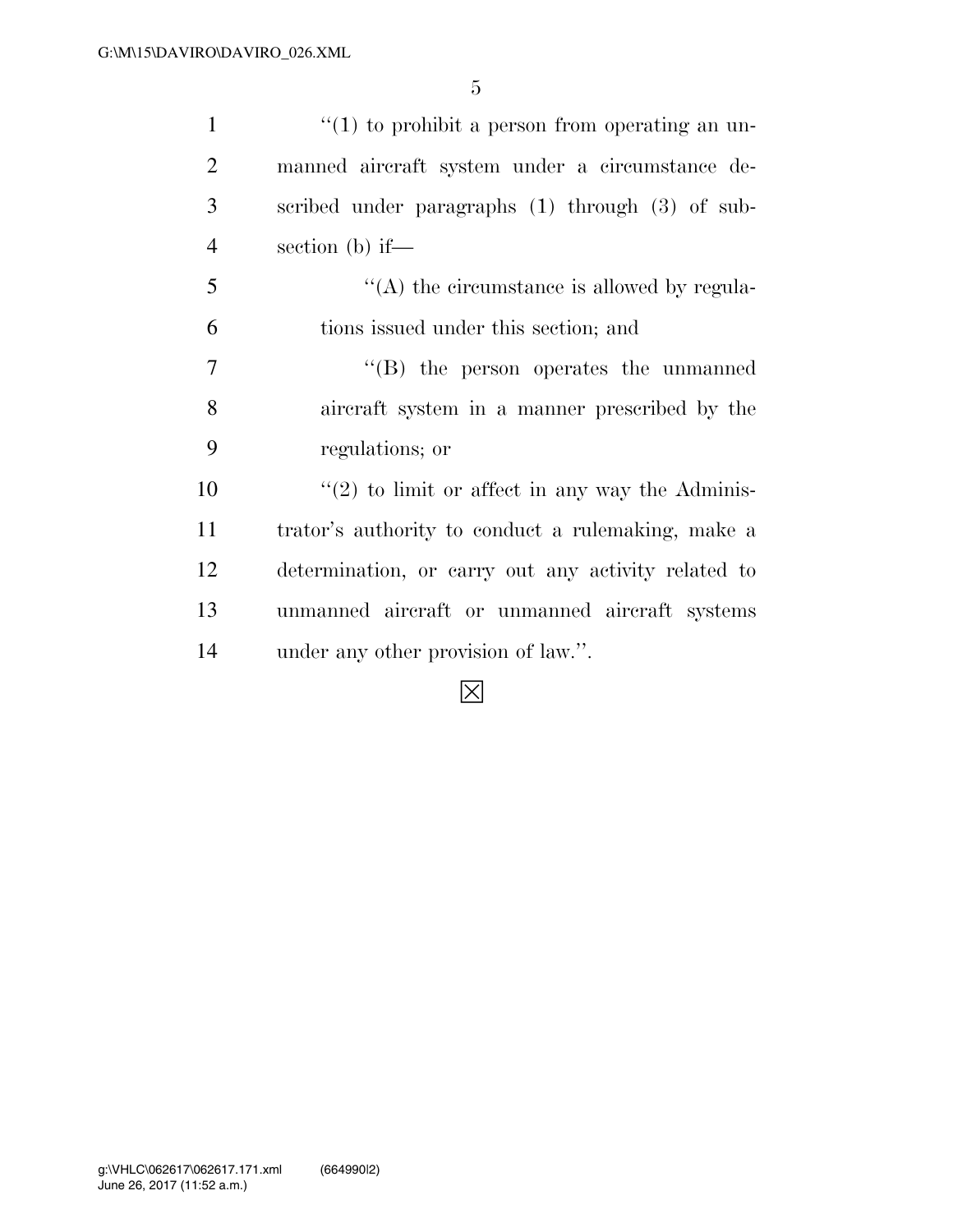"(1) to prohibit a person from operating an unmanned aircraft system under a circumstance described under paragraphs (1) through (3) of subsection (b) if—

"(A) the circumstance is allowed by regulations issued under this section; and

"(B) the person operates the unmanned aircraft system in a manner prescribed by the regulations; or

"(2) to limit or affect in any way the Administrator's authority to conduct a rulemaking, make a determination, or carry out any activity related to unmanned aircraft or unmanned aircraft systems under any other provision of law.".

☒